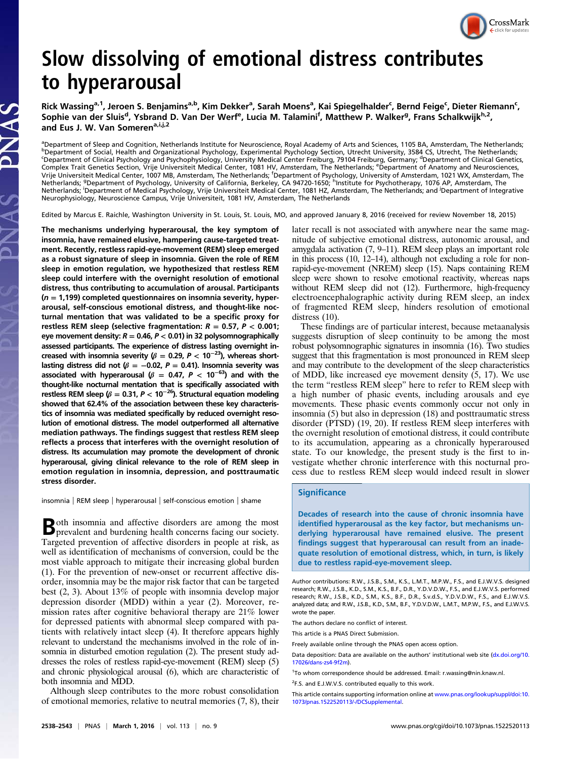# Slow dissolving of emotional distress contributes to hyperarousal

Rick Wassing[a,1], Jeroen S. Benjamins[a,b], Kim Dekker[a], Sarah Moens[a], Kai Spiegelhalder[c], Bernd Feige[c], Dieter Riemann[c], Sophie van der Sluis[d], Ysbrand D. Van Der Werf[e], Lucia M. Talamini[f], Matthew P. Walker[g], Frans Schalkwijk[h,2], and Eus J. W. Van Someren[a,i,j,2]

[a]Department of Sleep and Cognition, Netherlands Institute for Neuroscience, Royal Academy of Arts and Sciences, 1105 BA, Amsterdam, The Netherlands; [b]Department of Social, Health and Organizational Psychology, Experimental Psychology Section, Utrecht University, 3584 CS, Utrecht, The Netherlands; [c]Department of Clinical Psychology and Psychophysiology, University Medical Center Freiburg, 79104 Freiburg, Germany; [d]Department of Clinical Genetics, Complex Trait Genetics Section, Vrije Universiteit Medical Center, 1081 HV, Amsterdam, The Netherlands; [e]Department of Anatomy and Neurosciences, Vrije Universiteit Medical Center, 1007 MB, Amsterdam, The Netherlands; [f]Department of Psychology, University of Amsterdam, 1021 WX, Amsterdam, The Netherlands; [g]Department of Psychology, University of California, Berkeley, CA 94720-1650; [h]Institute for Psychotherapy, 1076 AP, Amsterdam, The Netherlands; [i]Department of Medical Psychology, Vrije Universiteit Medical Center, 1081 HZ, Amsterdam, The Netherlands; and [j]Department of Integrative Neurophysiology, Neuroscience Campus, Vrije Universiteit, 1081 HV, Amsterdam, The Netherlands

Edited by Marcus E. Raichle, Washington University in St. Louis, St. Louis, MO, and approved January 8, 2016 (received for review November 18, 2015)

**The mechanisms underlying hyperarousal, the key symptom of insomnia, have remained elusive, hampering cause-targeted treatment. Recently, restless rapid-eye-movement (REM) sleep emerged as a robust signature of sleep in insomnia. Given the role of REM sleep in emotion regulation, we hypothesized that restless REM sleep could interfere with the overnight resolution of emotional distress, thus contributing to accumulation of arousal. Participants ($n$ = 1,199) completed questionnaires on insomnia severity, hyperarousal, self-conscious emotional distress, and thought-like nocturnal mentation that was validated to be a specific proxy for restless REM sleep (selective fragmentation: $R = 0.57$, $P < 0.001$; eye movement density: $R = 0.46$, $P < 0.01$) in 32 polysomnographically assessed participants. The experience of distress lasting overnight increased with insomnia severity ($\beta = 0.29$, $P < 10^{-23}$), whereas short-lasting distress did not ($\beta = -0.02$, $P = 0.41$). Insomnia severity was associated with hyperarousal ($\beta = 0.47$, $P < 10^{-63}$) and with the thought-like nocturnal mentation that is specifically associated with restless REM sleep ($\beta = 0.31$, $P < 10^{-26}$). Structural equation modeling showed that 62.4% of the association between these key characteristics of insomnia was mediated specifically by reduced overnight resolution of emotional distress. The model outperformed all alternative mediation pathways. The findings suggest that restless REM sleep reflects a process that interferes with the overnight resolution of distress. Its accumulation may promote the development of chronic hyperarousal, giving clinical relevance to the role of REM sleep in emotion regulation in insomnia, depression, and posttraumatic stress disorder.**

insomnia | REM sleep | hyperarousal | self-conscious emotion | shame

Both insomnia and affective disorders are among the most prevalent and burdening health concerns facing our society. Targeted prevention of affective disorders in people at risk, as well as identification of mechanisms of conversion, could be the most viable approach to mitigate their increasing global burden (1). For the prevention of new-onset or recurrent affective disorder, insomnia may be the major risk factor that can be targeted best (2, 3). About 13% of people with insomnia develop major depression disorder (MDD) within a year (2). Moreover, remission rates after cognitive behavioral therapy are 21% lower for depressed patients with abnormal sleep compared with patients with relatively intact sleep (4). It therefore appears highly relevant to understand the mechanisms involved in the role of insomnia in disturbed emotion regulation (2). The present study addresses the roles of restless rapid-eye-movement (REM) sleep (5) and chronic physiological arousal (6), which are characteristic of both insomnia and MDD.

Although sleep contributes to the more robust consolidation of emotional memories, relative to neutral memories (7, 8), their later recall is not associated with anywhere near the same magnitude of subjective emotional distress, autonomic arousal, and amygdala activation (7, 9–11). REM sleep plays an important role in this process (10, 12–14), although not excluding a role for non-rapid-eye-movement (NREM) sleep (15). Naps containing REM sleep were shown to resolve emotional reactivity, whereas naps without REM sleep did not (12). Furthermore, high-frequency electroencephalographic activity during REM sleep, an index of fragmented REM sleep, hinders resolution of emotional distress (10).

These findings are of particular interest, because metaanalysis suggests disruption of sleep continuity to be among the most robust polysomnographic signatures in insomnia (16). Two studies suggest that this fragmentation is most pronounced in REM sleep and may contribute to the development of the sleep characteristics of MDD, like increased eye movement density (5, 17). We use the term "restless REM sleep" here to refer to REM sleep with a high number of phasic events, including arousals and eye movements. These phasic events commonly occur not only in insomnia (5) but also in depression (18) and posttraumatic stress disorder (PTSD) (19, 20). If restless REM sleep interferes with the overnight resolution of emotional distress, it could contribute to its accumulation, appearing as a chronically hyperaroused state. To our knowledge, the present study is the first to investigate whether chronic interference with this nocturnal process due to restless REM sleep would indeed result in slower

## Significance

**Decades of research into the cause of chronic insomnia have identified hyperarousal as the key factor, but mechanisms underlying hyperarousal have remained elusive. The present findings suggest that hyperarousal can result from an inadequate resolution of emotional distress, which, in turn, is likely due to restless rapid-eye-movement sleep.**

Author contributions: R.W., J.S.B., S.M., K.S., L.M.T., M.P.W., F.S., and E.J.W.V.S. designed research; R.W., J.S.B., K.D., S.M., K.S., B.F., D.R., Y.D.V.D.W., F.S., and E.J.W.V.S. performed research; R.W., J.S.B., K.D., S.M., K.S., B.F., D.R., S.v.d.S., Y.D.V.D.W., F.S., and E.J.W.V.S. analyzed data; and R.W., J.S.B., K.D., S.M., B.F., Y.D.V.D.W., L.M.T., M.P.W., F.S., and E.J.W.V.S. wrote the paper.

The authors declare no conflict of interest.

This article is a PNAS Direct Submission.

Freely available online through the PNAS open access option.

Data deposition: Data are available on the authors' institutional web site (dx.doi.org/10.17026/dans-zs4-9f2m).

[1]To whom correspondence should be addressed. Email: r.wassing@nin.knaw.nl.

[2]F.S. and E.J.W.V.S. contributed equally to this work.

This article contains supporting information online at www.pnas.org/lookup/suppl/doi:10.1073/pnas.1522520113/-/DCSupplemental.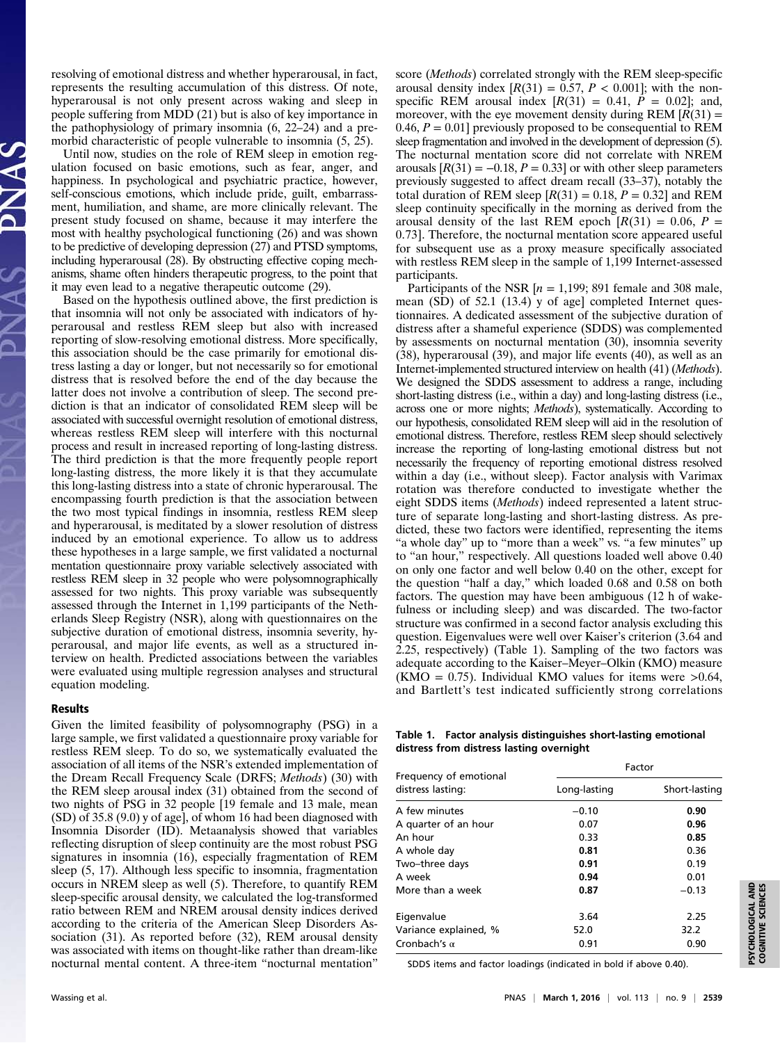resolving of emotional distress and whether hyperarousal, in fact, represents the resulting accumulation of this distress. Of note, hyperarousal is not only present across waking and sleep in people suffering from MDD (21) but is also of key importance in the pathophysiology of primary insomnia (6, 22–24) and a premorbid characteristic of people vulnerable to insomnia (5, 25).

Until now, studies on the role of REM sleep in emotion regulation focused on basic emotions, such as fear, anger, and happiness. In psychological and psychiatric practice, however, self-conscious emotions, which include pride, guilt, embarrassment, humiliation, and shame, are more clinically relevant. The present study focused on shame, because it may interfere the most with healthy psychological functioning (26) and was shown to be predictive of developing depression (27) and PTSD symptoms, including hyperarousal (28). By obstructing effective coping mechanisms, shame often hinders therapeutic progress, to the point that it may even lead to a negative therapeutic outcome (29).

Based on the hypothesis outlined above, the first prediction is that insomnia will not only be associated with indicators of hyperarousal and restless REM sleep but also with increased reporting of slow-resolving emotional distress. More specifically, this association should be the case primarily for emotional distress lasting a day or longer, but not necessarily so for emotional distress that is resolved before the end of the day because the latter does not involve a contribution of sleep. The second prediction is that an indicator of consolidated REM sleep will be associated with successful overnight resolution of emotional distress, whereas restless REM sleep will interfere with this nocturnal process and result in increased reporting of long-lasting distress. The third prediction is that the more frequently people report long-lasting distress, the more likely it is that they accumulate this long-lasting distress into a state of chronic hyperarousal. The encompassing fourth prediction is that the association between the two most typical findings in insomnia, restless REM sleep and hyperarousal, is meditated by a slower resolution of distress induced by an emotional experience. To allow us to address these hypotheses in a large sample, we first validated a nocturnal mentation questionnaire proxy variable selectively associated with restless REM sleep in 32 people who were polysomnographically assessed for two nights. This proxy variable was subsequently assessed through the Internet in 1,199 participants of the Netherlands Sleep Registry (NSR), along with questionnaires on the subjective duration of emotional distress, insomnia severity, hyperarousal, and major life events, as well as a structured interview on health. Predicted associations between the variables were evaluated using multiple regression analyses and structural equation modeling.

## Results

Given the limited feasibility of polysomnography (PSG) in a large sample, we first validated a questionnaire proxy variable for restless REM sleep. To do so, we systematically evaluated the association of all items of the NSR's extended implementation of the Dream Recall Frequency Scale (DRFS; *Methods*) (30) with the REM sleep arousal index (31) obtained from the second of two nights of PSG in 32 people [19 female and 13 male, mean (SD) of 35.8 (9.0) y of age], of whom 16 had been diagnosed with Insomnia Disorder (ID). Metaanalysis showed that variables reflecting disruption of sleep continuity are the most robust PSG signatures in insomnia (16), especially fragmentation of REM sleep (5, 17). Although less specific to insomnia, fragmentation occurs in NREM sleep as well (5). Therefore, to quantify REM sleep-specific arousal density, we calculated the log-transformed ratio between REM and NREM arousal density indices derived according to the criteria of the American Sleep Disorders Association (31). As reported before (32), REM arousal density was associated with items on thought-like rather than dream-like nocturnal mental content. A three-item "nocturnal mentation" score (*Methods*) correlated strongly with the REM sleep-specific arousal density index [$R(31) = 0.57$, $P < 0.001$]; with the nonspecific REM arousal index [$R(31) = 0.41$, $P = 0.02$]; and, moreover, with the eye movement density during REM [$R(31) = 0.46$, $P = 0.01$] previously proposed to be consequential to REM sleep fragmentation and involved in the development of depression (5). The nocturnal mentation score did not correlate with NREM arousals [$R(31) = -0.18$, $P = 0.33$] or with other sleep parameters previously suggested to affect dream recall (33–37), notably the total duration of REM sleep [$R(31) = 0.18$, $P = 0.32$] and REM sleep continuity specifically in the morning as derived from the arousal density of the last REM epoch [$R(31) = 0.06$, $P = 0.73$]. Therefore, the nocturnal mentation score appeared useful for subsequent use as a proxy measure specifically associated with restless REM sleep in the sample of 1,199 Internet-assessed participants.

Participants of the NSR [$n = 1{,}199$; 891 female and 308 male, mean (SD) of 52.1 (13.4) y of age] completed Internet questionnaires. A dedicated assessment of the subjective duration of distress after a shameful experience (SDDS) was complemented by assessments on nocturnal mentation (30), insomnia severity (38), hyperarousal (39), and major life events (40), as well as an Internet-implemented structured interview on health (41) (*Methods*). We designed the SDDS assessment to address a range, including short-lasting distress (i.e., within a day) and long-lasting distress (i.e., across one or more nights; *Methods*), systematically. According to our hypothesis, consolidated REM sleep will aid in the resolution of emotional distress. Therefore, restless REM sleep should selectively increase the reporting of long-lasting emotional distress but not necessarily the frequency of reporting emotional distress resolved within a day (i.e., without sleep). Factor analysis with Varimax rotation was therefore conducted to investigate whether the eight SDDS items (*Methods*) indeed represented a latent structure of separate long-lasting and short-lasting distress. As predicted, these two factors were identified, representing the items "a whole day" up to "more than a week" vs. "a few minutes" up to "an hour," respectively. All questions loaded well above 0.40 on only one factor and well below 0.40 on the other, except for the question "half a day," which loaded 0.68 and 0.58 on both factors. The question may have been ambiguous (12 h of wakefulness or including sleep) and was discarded. The two-factor structure was confirmed in a second factor analysis excluding this question. Eigenvalues were well over Kaiser's criterion (3.64 and 2.25, respectively) (Table 1). Sampling of the two factors was adequate according to the Kaiser–Meyer–Olkin (KMO) measure (KMO = 0.75). Individual KMO values for items were >0.64, and Bartlett's test indicated sufficiently strong correlations

**Table 1. Factor analysis distinguishes short-lasting emotional distress from distress lasting overnight**

| Frequency of emotional distress lasting: | Factor | |
|---|---|---|
| | Long-lasting | Short-lasting |
| A few minutes | −0.10 | **0.90** |
| A quarter of an hour | 0.07 | **0.96** |
| An hour | 0.33 | **0.85** |
| A whole day | **0.81** | 0.36 |
| Two–three days | **0.91** | 0.19 |
| A week | **0.94** | 0.01 |
| More than a week | **0.87** | −0.13 |
| Eigenvalue | 3.64 | 2.25 |
| Variance explained, % | 52.0 | 32.2 |
| Cronbach's α | 0.91 | 0.90 |

SDDS items and factor loadings (indicated in bold if above 0.40).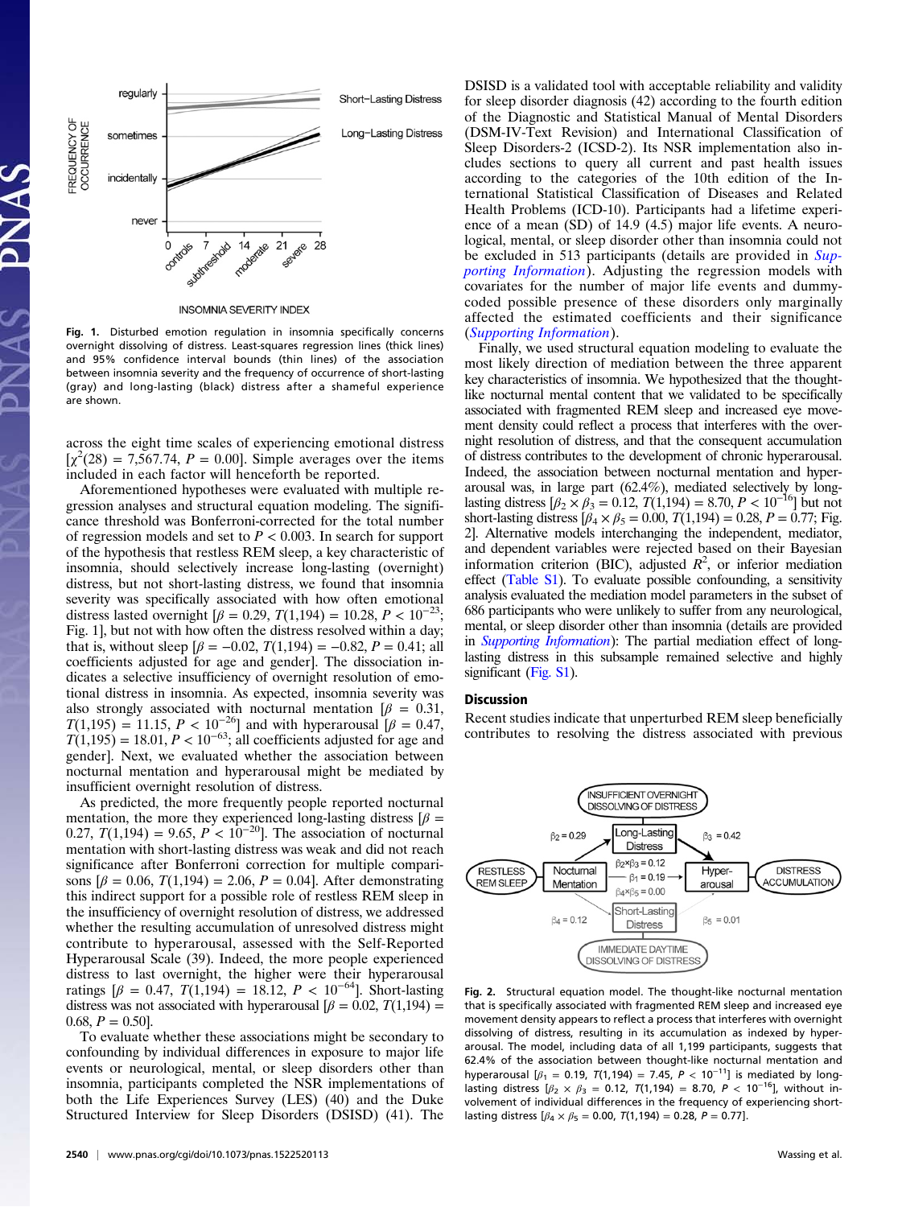Fig. 1. Disturbed emotion regulation in insomnia specifically concerns overnight dissolving of distress. Least-squares regression lines (thick lines) and 95% confidence interval bounds (thin lines) of the association between insomnia severity and the frequency of occurrence of short-lasting (gray) and long-lasting (black) distress after a shameful experience are shown.

across the eight time scales of experiencing emotional distress [$\chi^2(28) = 7{,}567.74$, $P = 0.00$]. Simple averages over the items included in each factor will henceforth be reported.

Aforementioned hypotheses were evaluated with multiple regression analyses and structural equation modeling. The significance threshold was Bonferroni-corrected for the total number of regression models and set to $P < 0.003$. In search for support of the hypothesis that restless REM sleep, a key characteristic of insomnia, should selectively increase long-lasting (overnight) distress, but not short-lasting distress, we found that insomnia severity was specifically associated with how often emotional distress lasted overnight [$\beta = 0.29$, $T(1{,}194) = 10.28$, $P < 10^{-23}$; Fig. 1], but not with how often the distress resolved within a day; that is, without sleep [$\beta = -0.02$, $T(1{,}194) = -0.82$, $P = 0.41$; all coefficients adjusted for age and gender]. The dissociation indicates a selective insufficiency of overnight resolution of emotional distress in insomnia. As expected, insomnia severity was also strongly associated with nocturnal mentation [$\beta = 0.31$, $T(1{,}195) = 11.15$, $P < 10^{-26}$] and with hyperarousal [$\beta = 0.47$, $T(1{,}195) = 18.01$, $P < 10^{-63}$; all coefficients adjusted for age and gender]. Next, we evaluated whether the association between nocturnal mentation and hyperarousal might be mediated by insufficient overnight resolution of distress.

As predicted, the more frequently people reported nocturnal mentation, the more they experienced long-lasting distress [$\beta = 0.27$, $T(1{,}194) = 9.65$, $P < 10^{-20}$]. The association of nocturnal mentation with short-lasting distress was weak and did not reach significance after Bonferroni correction for multiple comparisons [$\beta = 0.06$, $T(1{,}194) = 2.06$, $P = 0.04$]. After demonstrating this indirect support for a possible role of restless REM sleep in the insufficiency of overnight resolution of distress, we addressed whether the resulting accumulation of unresolved distress might contribute to hyperarousal, assessed with the Self-Reported Hyperarousal Scale (39). Indeed, the more people experienced distress to last overnight, the higher were their hyperarousal ratings [$\beta = 0.47$, $T(1{,}194) = 18.12$, $P < 10^{-64}$]. Short-lasting distress was not associated with hyperarousal [$\beta = 0.02$, $T(1{,}194) = 0.68$, $P = 0.50$].

To evaluate whether these associations might be secondary to confounding by individual differences in exposure to major life events or neurological, mental, or sleep disorders other than insomnia, participants completed the NSR implementations of both the Life Experiences Survey (LES) (40) and the Duke Structured Interview for Sleep Disorders (DSISD) (41). The DSISD is a validated tool with acceptable reliability and validity for sleep disorder diagnosis (42) according to the fourth edition of the Diagnostic and Statistical Manual of Mental Disorders (DSM-IV-Text Revision) and International Classification of Sleep Disorders-2 (ICSD-2). Its NSR implementation also includes sections to query all current and past health issues according to the categories of the 10th edition of the International Statistical Classification of Diseases and Related Health Problems (ICD-10). Participants had a lifetime experience of a mean (SD) of 14.9 (4.5) major life events. A neurological, mental, or sleep disorder other than insomnia could not be excluded in 513 participants (details are provided in *Supporting Information*). Adjusting the regression models with covariates for the number of major life events and dummy-coded possible presence of these disorders only marginally affected the estimated coefficients and their significance (*Supporting Information*).

Finally, we used structural equation modeling to evaluate the most likely direction of mediation between the three apparent key characteristics of insomnia. We hypothesized that the thought-like nocturnal mental content that we validated to be specifically associated with fragmented REM sleep and increased eye movement density could reflect a process that interferes with the overnight resolution of distress, and that the consequent accumulation of distress contributes to the development of chronic hyperarousal. Indeed, the association between nocturnal mentation and hyperarousal was, in large part (62.4%), mediated selectively by long-lasting distress [$\beta_2 \times \beta_3 = 0.12$, $T(1{,}194) = 8.70$, $P < 10^{-16}$] but not short-lasting distress [$\beta_4 \times \beta_5 = 0.00$, $T(1{,}194) = 0.28$, $P = 0.77$; Fig. 2]. Alternative models interchanging the independent, mediator, and dependent variables were rejected based on their Bayesian information criterion (BIC), adjusted $R^2$, or inferior mediation effect (Table S1). To evaluate possible confounding, a sensitivity analysis evaluated the mediation model parameters in the subset of 686 participants who were unlikely to suffer from any neurological, mental, or sleep disorder other than insomnia (details are provided in *Supporting Information*): The partial mediation effect of long-lasting distress in this subsample remained selective and highly significant (Fig. S1).

## Discussion

Recent studies indicate that unperturbed REM sleep beneficially contributes to resolving the distress associated with previous

Fig. 2. Structural equation model. The thought-like nocturnal mentation that is specifically associated with fragmented REM sleep and increased eye movement density appears to reflect a process that interferes with overnight dissolving of distress, resulting in its accumulation as indexed by hyperarousal. The model, including data of all 1,199 participants, suggests that 62.4% of the association between thought-like nocturnal mentation and hyperarousal [$\beta_1 = 0.19$, $T(1{,}194) = 7.45$, $P < 10^{-11}$] is mediated by long-lasting distress [$\beta_2 \times \beta_3 = 0.12$, $T(1{,}194) = 8.70$, $P < 10^{-16}$], without involvement of individual differences in the frequency of experiencing short-lasting distress [$\beta_4 \times \beta_5 = 0.00$, $T(1{,}194) = 0.28$, $P = 0.77$].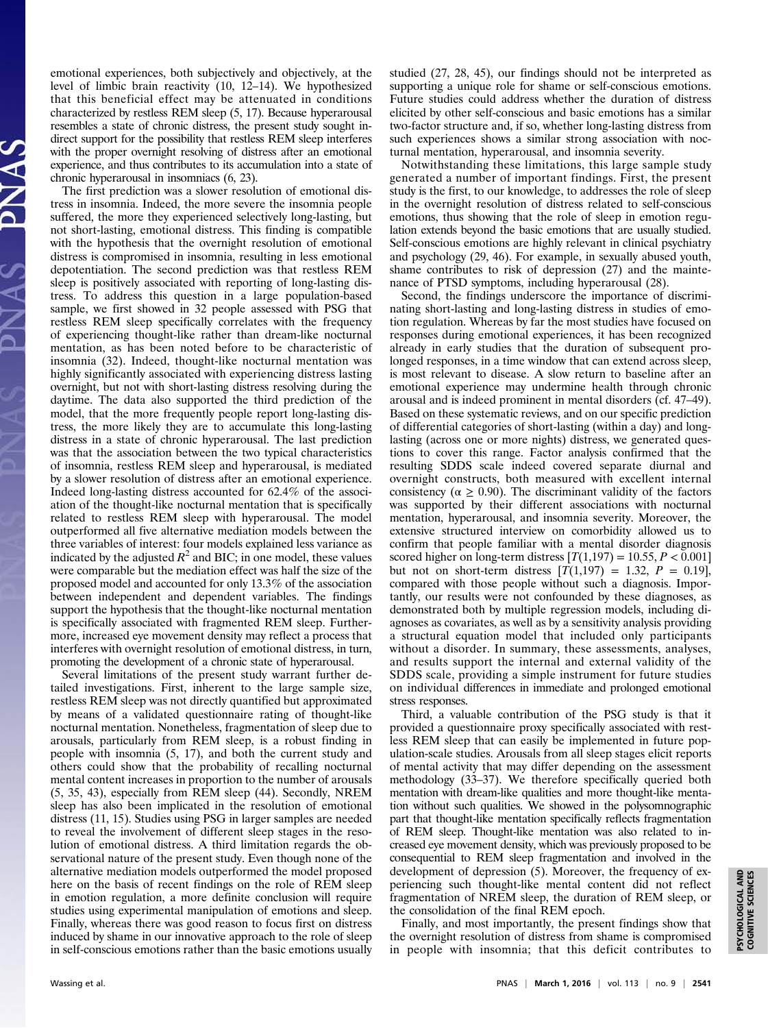emotional experiences, both subjectively and objectively, at the level of limbic brain reactivity (10, 12–14). We hypothesized that this beneficial effect may be attenuated in conditions characterized by restless REM sleep (5, 17). Because hyperarousal resembles a state of chronic distress, the present study sought indirect support for the possibility that restless REM sleep interferes with the proper overnight resolving of distress after an emotional experience, and thus contributes to its accumulation into a state of chronic hyperarousal in insomniacs (6, 23).

The first prediction was a slower resolution of emotional distress in insomnia. Indeed, the more severe the insomnia people suffered, the more they experienced selectively long-lasting, but not short-lasting, emotional distress. This finding is compatible with the hypothesis that the overnight resolution of emotional distress is compromised in insomnia, resulting in less emotional depotentiation. The second prediction was that restless REM sleep is positively associated with reporting of long-lasting distress. To address this question in a large population-based sample, we first showed in 32 people assessed with PSG that restless REM sleep specifically correlates with the frequency of experiencing thought-like rather than dream-like nocturnal mentation, as has been noted before to be characteristic of insomnia (32). Indeed, thought-like nocturnal mentation was highly significantly associated with experiencing distress lasting overnight, but not with short-lasting distress resolving during the daytime. The data also supported the third prediction of the model, that the more frequently people report long-lasting distress, the more likely they are to accumulate this long-lasting distress in a state of chronic hyperarousal. The last prediction was that the association between the two typical characteristics of insomnia, restless REM sleep and hyperarousal, is mediated by a slower resolution of distress after an emotional experience. Indeed long-lasting distress accounted for 62.4% of the association of the thought-like nocturnal mentation that is specifically related to restless REM sleep with hyperarousal. The model outperformed all five alternative mediation models between the three variables of interest: four models explained less variance as indicated by the adjusted $R^2$ and BIC; in one model, these values were comparable but the mediation effect was half the size of the proposed model and accounted for only 13.3% of the association between independent and dependent variables. The findings support the hypothesis that the thought-like nocturnal mentation is specifically associated with fragmented REM sleep. Furthermore, increased eye movement density may reflect a process that interferes with overnight resolution of emotional distress, in turn, promoting the development of a chronic state of hyperarousal.

Several limitations of the present study warrant further detailed investigations. First, inherent to the large sample size, restless REM sleep was not directly quantified but approximated by means of a validated questionnaire rating of thought-like nocturnal mentation. Nonetheless, fragmentation of sleep due to arousals, particularly from REM sleep, is a robust finding in people with insomnia (5, 17), and both the current study and others could show that the probability of recalling nocturnal mental content increases in proportion to the number of arousals (5, 35, 43), especially from REM sleep (44). Secondly, NREM sleep has also been implicated in the resolution of emotional distress (11, 15). Studies using PSG in larger samples are needed to reveal the involvement of different sleep stages in the resolution of emotional distress. A third limitation regards the observational nature of the present study. Even though none of the alternative mediation models outperformed the model proposed here on the basis of recent findings on the role of REM sleep in emotion regulation, a more definite conclusion will require studies using experimental manipulation of emotions and sleep. Finally, whereas there was good reason to focus first on distress induced by shame in our innovative approach to the role of sleep in self-conscious emotions rather than the basic emotions usually studied (27, 28, 45), our findings should not be interpreted as supporting a unique role for shame or self-conscious emotions. Future studies could address whether the duration of distress elicited by other self-conscious and basic emotions has a similar two-factor structure and, if so, whether long-lasting distress from such experiences shows a similar strong association with nocturnal mentation, hyperarousal, and insomnia severity.

Notwithstanding these limitations, this large sample study generated a number of important findings. First, the present study is the first, to our knowledge, to addresses the role of sleep in the overnight resolution of distress related to self-conscious emotions, thus showing that the role of sleep in emotion regulation extends beyond the basic emotions that are usually studied. Self-conscious emotions are highly relevant in clinical psychiatry and psychology (29, 46). For example, in sexually abused youth, shame contributes to risk of depression (27) and the maintenance of PTSD symptoms, including hyperarousal (28).

Second, the findings underscore the importance of discriminating short-lasting and long-lasting distress in studies of emotion regulation. Whereas by far the most studies have focused on responses during emotional experiences, it has been recognized already in early studies that the duration of subsequent prolonged responses, in a time window that can extend across sleep, is most relevant to disease. A slow return to baseline after an emotional experience may undermine health through chronic arousal and is indeed prominent in mental disorders (cf. 47–49). Based on these systematic reviews, and on our specific prediction of differential categories of short-lasting (within a day) and long-lasting (across one or more nights) distress, we generated questions to cover this range. Factor analysis confirmed that the resulting SDDS scale indeed covered separate diurnal and overnight constructs, both measured with excellent internal consistency ($\alpha \geq 0.90$). The discriminant validity of the factors was supported by their different associations with nocturnal mentation, hyperarousal, and insomnia severity. Moreover, the extensive structured interview on comorbidity allowed us to confirm that people familiar with a mental disorder diagnosis scored higher on long-term distress [$T(1,197) = 10.55$, $P < 0.001$] but not on short-term distress [$T(1,197) = 1.32$, $P = 0.19$], compared with those people without such a diagnosis. Importantly, our results were not confounded by these diagnoses, as demonstrated both by multiple regression models, including diagnoses as covariates, as well as by a sensitivity analysis providing a structural equation model that included only participants without a disorder. In summary, these assessments, analyses, and results support the internal and external validity of the SDDS scale, providing a simple instrument for future studies on individual differences in immediate and prolonged emotional stress responses.

Third, a valuable contribution of the PSG study is that it provided a questionnaire proxy specifically associated with restless REM sleep that can easily be implemented in future population-scale studies. Arousals from all sleep stages elicit reports of mental activity that may differ depending on the assessment methodology (33–37). We therefore specifically queried both mentation with dream-like qualities and more thought-like mentation without such qualities. We showed in the polysomnographic part that thought-like mentation specifically reflects fragmentation of REM sleep. Thought-like mentation was also related to increased eye movement density, which was previously proposed to be consequential to REM sleep fragmentation and involved in the development of depression (5). Moreover, the frequency of experiencing such thought-like mental content did not reflect fragmentation of NREM sleep, the duration of REM sleep, or the consolidation of the final REM epoch.

Finally, and most importantly, the present findings show that the overnight resolution of distress from shame is compromised in people with insomnia; that this deficit contributes to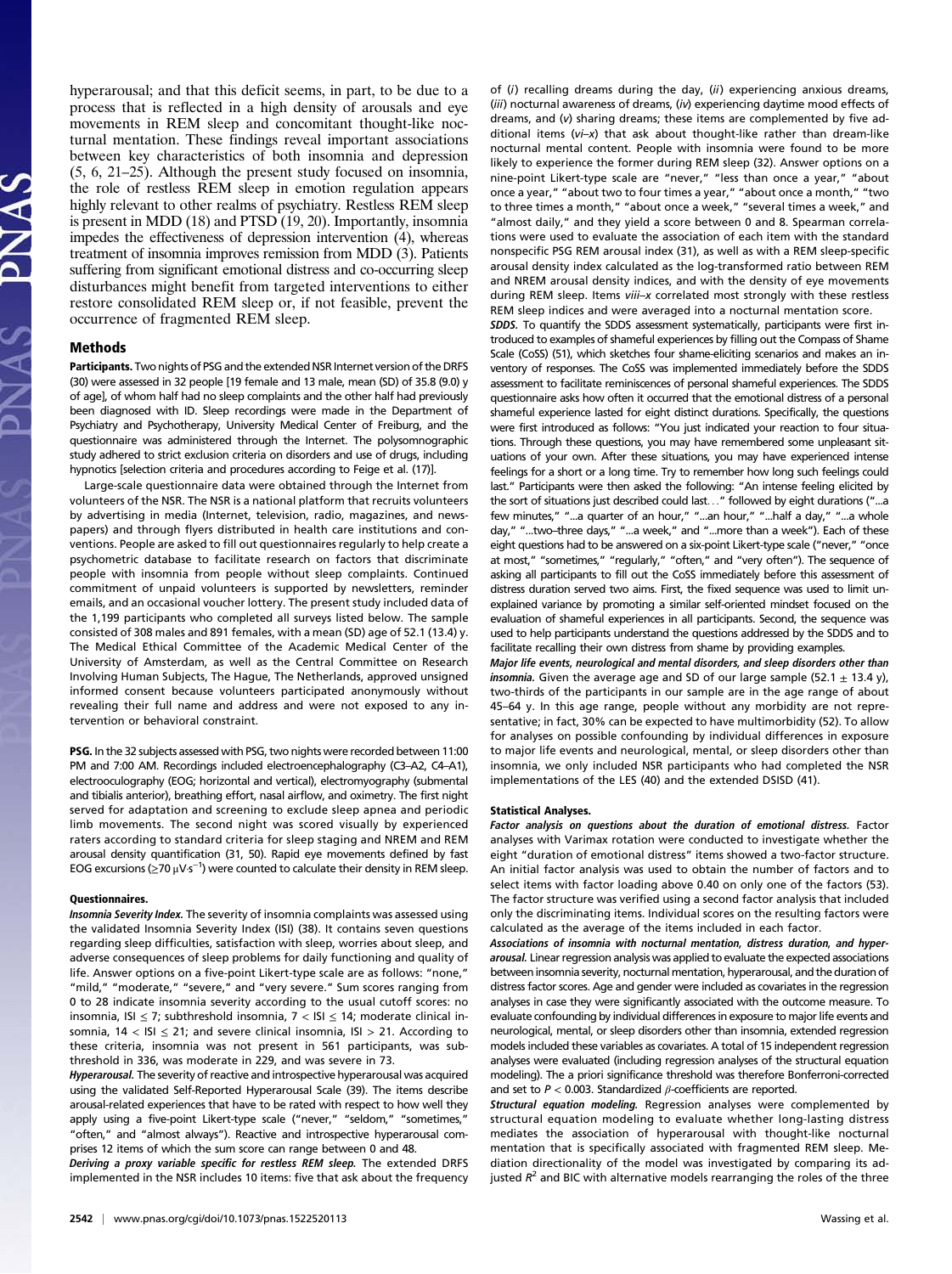hyperarousal; and that this deficit seems, in part, to be due to a process that is reflected in a high density of arousals and eye movements in REM sleep and concomitant thought-like nocturnal mentation. These findings reveal important associations between key characteristics of both insomnia and depression (5, 6, 21–25). Although the present study focused on insomnia, the role of restless REM sleep in emotion regulation appears highly relevant to other realms of psychiatry. Restless REM sleep is present in MDD (18) and PTSD (19, 20). Importantly, insomnia impedes the effectiveness of depression intervention (4), whereas treatment of insomnia improves remission from MDD (3). Patients suffering from significant emotional distress and co-occurring sleep disturbances might benefit from targeted interventions to either restore consolidated REM sleep or, if not feasible, prevent the occurrence of fragmented REM sleep.

## Methods

**Participants.** Two nights of PSG and the extended NSR Internet version of the DRFS (30) were assessed in 32 people [19 female and 13 male, mean (SD) of 35.8 (9.0) y of age], of whom half had no sleep complaints and the other half had previously been diagnosed with ID. Sleep recordings were made in the Department of Psychiatry and Psychotherapy, University Medical Center of Freiburg, and the questionnaire was administered through the Internet. The polysomnographic study adhered to strict exclusion criteria on disorders and use of drugs, including hypnotics [selection criteria and procedures according to Feige et al. (17)].

Large-scale questionnaire data were obtained through the Internet from volunteers of the NSR. The NSR is a national platform that recruits volunteers by advertising in media (Internet, television, radio, magazines, and newspapers) and through flyers distributed in health care institutions and conventions. People are asked to fill out questionnaires regularly to help create a psychometric database to facilitate research on factors that discriminate people with insomnia from people without sleep complaints. Continued commitment of unpaid volunteers is supported by newsletters, reminder emails, and an occasional voucher lottery. The present study included data of the 1,199 participants who completed all surveys listed below. The sample consisted of 308 males and 891 females, with a mean (SD) age of 52.1 (13.4) y. The Medical Ethical Committee of the Academic Medical Center of the University of Amsterdam, as well as the Central Committee on Research Involving Human Subjects, The Hague, The Netherlands, approved unsigned informed consent because volunteers participated anonymously without revealing their full name and address and were not exposed to any intervention or behavioral constraint.

**PSG.** In the 32 subjects assessed with PSG, two nights were recorded between 11:00 PM and 7:00 AM. Recordings included electroencephalography (C3–A2, C4–A1), electrooculography (EOG; horizontal and vertical), electromyography (submental and tibialis anterior), breathing effort, nasal airflow, and oximetry. The first night served for adaptation and screening to exclude sleep apnea and periodic limb movements. The second night was scored visually by experienced raters according to standard criteria for sleep staging and NREM and REM arousal density quantification (31, 50). Rapid eye movements defined by fast EOG excursions ($\geq 70\ \mu V \cdot s^{-1}$) were counted to calculate their density in REM sleep.

### Questionnaires.

***Insomnia Severity Index.*** The severity of insomnia complaints was assessed using the validated Insomnia Severity Index (ISI) (38). It contains seven questions regarding sleep difficulties, satisfaction with sleep, worries about sleep, and adverse consequences of sleep problems for daily functioning and quality of life. Answer options on a five-point Likert-type scale are as follows: "none," "mild," "moderate," "severe," and "very severe." Sum scores ranging from 0 to 28 indicate insomnia severity according to the usual cutoff scores: no insomnia, ISI $\leq 7$; subthreshold insomnia, $7 <$ ISI $\leq 14$; moderate clinical insomnia, $14 <$ ISI $\leq 21$; and severe clinical insomnia, ISI $> 21$. According to these criteria, insomnia was not present in 561 participants, was subthreshold in 336, was moderate in 229, and was severe in 73.

***Hyperarousal.*** The severity of reactive and introspective hyperarousal was acquired using the validated Self-Reported Hyperarousal Scale (39). The items describe arousal-related experiences that have to be rated with respect to how well they apply using a five-point Likert-type scale ("never," "seldom," "sometimes," "often," and "almost always"). Reactive and introspective hyperarousal comprises 12 items of which the sum score can range between 0 and 48.

***Deriving a proxy variable specific for restless REM sleep.*** The extended DRFS implemented in the NSR includes 10 items: five that ask about the frequency of (*i*) recalling dreams during the day, (*ii*) experiencing anxious dreams, (*iii*) nocturnal awareness of dreams, (*iv*) experiencing daytime mood effects of dreams, and (*v*) sharing dreams; these items are complemented by five additional items (*vi–x*) that ask about thought-like rather than dream-like nocturnal mental content. People with insomnia were found to be more likely to experience the former during REM sleep (32). Answer options on a nine-point Likert-type scale are "never," "less than once a year," "about once a year," "about two to four times a year," "about once a month," "two to three times a month," "about once a week," "several times a week," and "almost daily," and they yield a score between 0 and 8. Spearman correlations were used to evaluate the association of each item with the standard nonspecific PSG REM arousal index (31), as well as with a REM sleep-specific arousal density index calculated as the log-transformed ratio between REM and NREM arousal density indices, and with the density of eye movements during REM sleep. Items *viii–x* correlated most strongly with these restless REM sleep indices and were averaged into a nocturnal mentation score.

***SDDS.*** To quantify the SDDS assessment systematically, participants were first introduced to examples of shameful experiences by filling out the Compass of Shame Scale (CoSS) (51), which sketches four shame-eliciting scenarios and makes an inventory of responses. The CoSS was implemented immediately before the SDDS assessment to facilitate reminiscences of personal shameful experiences. The SDDS questionnaire asks how often it occurred that the emotional distress of a personal shameful experience lasted for eight distinct durations. Specifically, the questions were first introduced as follows: "You just indicated your reaction to four situations. Through these questions, you may have remembered some unpleasant situations of your own. After these situations, you may have experienced intense feelings for a short or a long time. Try to remember how long such feelings could last." Participants were then asked the following: "An intense feeling elicited by the sort of situations just described could last…" followed by eight durations ("…a few minutes," "…a quarter of an hour," "…an hour," "…half a day," "…a whole day," "…two–three days," "…a week," and "…more than a week"). Each of these eight questions had to be answered on a six-point Likert-type scale ("never," "once at most," "sometimes," "regularly," "often," and "very often"). The sequence of asking all participants to fill out the CoSS immediately before this assessment of distress duration served two aims. First, the fixed sequence was used to limit unexplained variance by promoting a similar self-oriented mindset focused on the evaluation of shameful experiences in all participants. Second, the sequence was used to help participants understand the questions addressed by the SDDS and to facilitate recalling their own distress from shame by providing examples.

***Major life events, neurological and mental disorders, and sleep disorders other than insomnia.*** Given the average age and SD of our large sample (52.1 ± 13.4 y), two-thirds of the participants in our sample are in the age range of about 45–64 y. In this age range, people without any morbidity are not representative; in fact, 30% can be expected to have multimorbidity (52). To allow for analyses on possible confounding by individual differences in exposure to major life events and neurological, mental, or sleep disorders other than insomnia, we only included NSR participants who had completed the NSR implementations of the LES (40) and the extended DSISD (41).

### Statistical Analyses.

***Factor analysis on questions about the duration of emotional distress.*** Factor analyses with Varimax rotation were conducted to investigate whether the eight "duration of emotional distress" items showed a two-factor structure. An initial factor analysis was used to obtain the number of factors and to select items with factor loading above 0.40 on only one of the factors (53). The factor structure was verified using a second factor analysis that included only the discriminating items. Individual scores on the resulting factors were calculated as the average of the items included in each factor.

***Associations of insomnia with nocturnal mentation, distress duration, and hyperarousal.*** Linear regression analysis was applied to evaluate the expected associations between insomnia severity, nocturnal mentation, hyperarousal, and the duration of distress factor scores. Age and gender were included as covariates in the regression analyses in case they were significantly associated with the outcome measure. To evaluate confounding by individual differences in exposure to major life events and neurological, mental, or sleep disorders other than insomnia, extended regression models included these variables as covariates. A total of 15 independent regression analyses were evaluated (including regression analyses of the structural equation modeling). The a priori significance threshold was therefore Bonferroni-corrected and set to $P < 0.003$. Standardized $\beta$-coefficients are reported.

***Structural equation modeling.*** Regression analyses were complemented by structural equation modeling to evaluate whether long-lasting distress mediates the association of hyperarousal with thought-like nocturnal mentation that is specifically associated with fragmented REM sleep. Mediation directionality of the model was investigated by comparing its adjusted $R^2$ and BIC with alternative models rearranging the roles of the three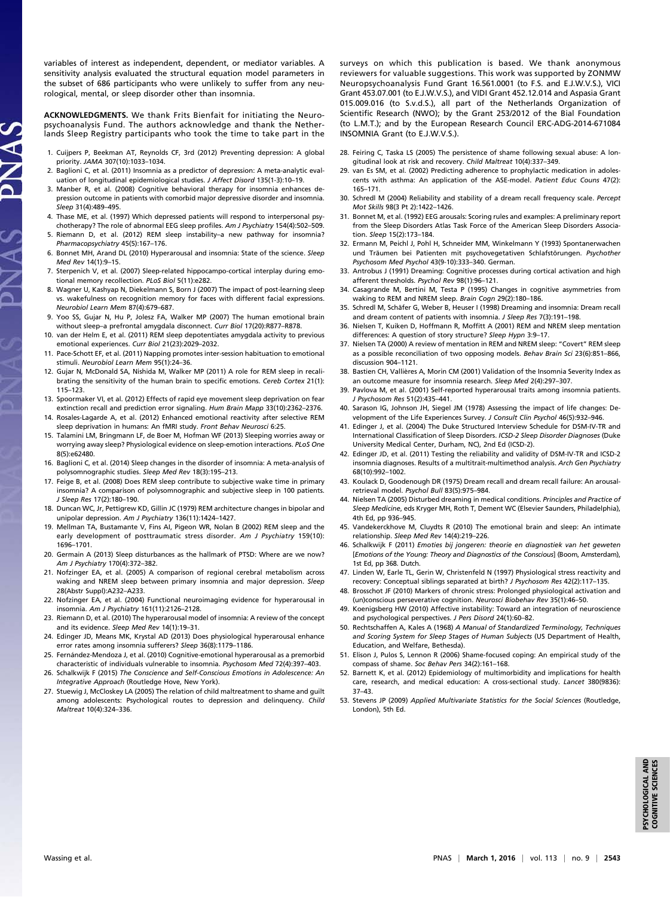variables of interest as independent, dependent, or mediator variables. A sensitivity analysis evaluated the structural equation model parameters in the subset of 686 participants who were unlikely to suffer from any neurological, mental, or sleep disorder other than insomnia.

**ACKNOWLEDGMENTS.** We thank Frits Bienfait for initiating the Neuropsychoanalysis Fund. The authors acknowledge and thank the Netherlands Sleep Registry participants who took the time to take part in the surveys on which this publication is based. We thank anonymous reviewers for valuable suggestions. This work was supported by ZONMW Neuropsychoanalysis Fund Grant 16.561.0001 (to F.S. and E.J.W.V.S.), VICI Grant 453.07.001 (to E.J.W.V.S.), and VIDI Grant 452.12.014 and Aspasia Grant 015.009.016 (to S.v.d.S.), all part of the Netherlands Organization of Scientific Research (NWO); by the Grant 253/2012 of the Bial Foundation (to L.M.T.); and by the European Research Council ERC-ADG-2014-671084 INSOMNIA Grant (to E.J.W.V.S.).

1. Cuijpers P, Beekman AT, Reynolds CF, 3rd (2012) Preventing depression: A global priority. *JAMA* 307(10):1033–1034.
2. Baglioni C, et al. (2011) Insomnia as a predictor of depression: A meta-analytic evaluation of longitudinal epidemiological studies. *J Affect Disord* 135(1-3):10–19.
3. Manber R, et al. (2008) Cognitive behavioral therapy for insomnia enhances depression outcome in patients with comorbid major depressive disorder and insomnia. *Sleep* 31(4):489–495.
4. Thase ME, et al. (1997) Which depressed patients will respond to interpersonal psychotherapy? The role of abnormal EEG sleep profiles. *Am J Psychiatry* 154(4):502–509.
5. Riemann D, et al. (2012) REM sleep instability–a new pathway for insomnia? *Pharmacopsychiatry* 45(5):167–176.
6. Bonnet MH, Arand DL (2010) Hyperarousal and insomnia: State of the science. *Sleep Med Rev* 14(1):9–15.
7. Sterpenich V, et al. (2007) Sleep-related hippocampo-cortical interplay during emotional memory recollection. *PLoS Biol* 5(11):e282.
8. Wagner U, Kashyap N, Diekelmann S, Born J (2007) The impact of post-learning sleep vs. wakefulness on recognition memory for faces with different facial expressions. *Neurobiol Learn Mem* 87(4):679–687.
9. Yoo SS, Gujar N, Hu P, Jolesz FA, Walker MP (2007) The human emotional brain without sleep–a prefrontal amygdala disconnect. *Curr Biol* 17(20):R877–R878.
10. van der Helm E, et al. (2011) REM sleep depotentiates amygdala activity to previous emotional experiences. *Curr Biol* 21(23):2029–2032.
11. Pace-Schott EF, et al. (2011) Napping promotes inter-session habituation to emotional stimuli. *Neurobiol Learn Mem* 95(1):24–36.
12. Gujar N, McDonald SA, Nishida M, Walker MP (2011) A role for REM sleep in recalibrating the sensitivity of the human brain to specific emotions. *Cereb Cortex* 21(1): 115–123.
13. Spoormaker VI, et al. (2012) Effects of rapid eye movement sleep deprivation on fear extinction recall and prediction error signaling. *Hum Brain Mapp* 33(10):2362–2376.
14. Rosales-Lagarde A, et al. (2012) Enhanced emotional reactivity after selective REM sleep deprivation in humans: An fMRI study. *Front Behav Neurosci* 6:25.
15. Talamini LM, Bringmann LF, de Boer M, Hofman WF (2013) Sleeping worries away or worrying away sleep? Physiological evidence on sleep-emotion interactions. *PLoS One* 8(5):e62480.
16. Baglioni C, et al. (2014) Sleep changes in the disorder of insomnia: A meta-analysis of polysomnographic studies. *Sleep Med Rev* 18(3):195–213.
17. Feige B, et al. (2008) Does REM sleep contribute to subjective wake time in primary insomnia? A comparison of polysomnographic and subjective sleep in 100 patients. *J Sleep Res* 17(2):180–190.
18. Duncan WC, Jr, Pettigrew KD, Gillin JC (1979) REM architecture changes in bipolar and unipolar depression. *Am J Psychiatry* 136(11):1424–1427.
19. Mellman TA, Bustamante V, Fins AI, Pigeon WR, Nolan B (2002) REM sleep and the early development of posttraumatic stress disorder. *Am J Psychiatry* 159(10): 1696–1701.
20. Germain A (2013) Sleep disturbances as the hallmark of PTSD: Where are we now? *Am J Psychiatry* 170(4):372–382.
21. Nofzinger EA, et al. (2005) A comparison of regional cerebral metabolism across waking and NREM sleep between primary insomnia and major depression. *Sleep* 28(Abstr Suppl):A232–A233.
22. Nofzinger EA, et al. (2004) Functional neuroimaging evidence for hyperarousal in insomnia. *Am J Psychiatry* 161(11):2126–2128.
23. Riemann D, et al. (2010) The hyperarousal model of insomnia: A review of the concept and its evidence. *Sleep Med Rev* 14(1):19–31.
24. Edinger JD, Means MK, Krystal AD (2013) Does physiological hyperarousal enhance error rates among insomnia sufferers? *Sleep* 36(8):1179–1186.
25. Fernández-Mendoza J, et al. (2010) Cognitive-emotional hyperarousal as a premorbid characteristic of individuals vulnerable to insomnia. *Psychosom Med* 72(4):397–403.
26. Schalkwijk F (2015) *The Conscience and Self-Conscious Emotions in Adolescence: An Integrative Approach* (Routledge Hove, New York).
27. Stuewig J, McCloskey LA (2005) The relation of child maltreatment to shame and guilt among adolescents: Psychological routes to depression and delinquency. *Child Maltreat* 10(4):324–336.
28. Feiring C, Taska LS (2005) The persistence of shame following sexual abuse: A longitudinal look at risk and recovery. *Child Maltreat* 10(4):337–349.
29. van Es SM, et al. (2002) Predicting adherence to prophylactic medication in adolescents with asthma: An application of the ASE-model. *Patient Educ Couns* 47(2): 165–171.
30. Schredl M (2004) Reliability and stability of a dream recall frequency scale. *Percept Mot Skills* 98(3 Pt 2):1422–1426.
31. Bonnet M, et al. (1992) EEG arousals: Scoring rules and examples: A preliminary report from the Sleep Disorders Atlas Task Force of the American Sleep Disorders Association. *Sleep* 15(2):173–184.
32. Ermann M, Peichl J, Pohl H, Schneider MM, Winkelmann Y (1993) Spontanerwachen und Träumen bei Patienten mit psychovegetativen Schlafstörungen. *Psychother Psychosom Med Psychol* 43(9-10):333–340. German.
33. Antrobus J (1991) Dreaming: Cognitive processes during cortical activation and high afferent thresholds. *Psychol Rev* 98(1):96–121.
34. Casagrande M, Bertini M, Testa P (1995) Changes in cognitive asymmetries from waking to REM and NREM sleep. *Brain Cogn* 29(2):180–186.
35. Schredl M, Schäfer G, Weber B, Heuser I (1998) Dreaming and insomnia: Dream recall and dream content of patients with insomnia. *J Sleep Res* 7(3):191–198.
36. Nielsen T, Kuiken D, Hoffmann R, Moffitt A (2001) REM and NREM sleep mentation differences: A question of story structure? *Sleep Hypn* 3:9–17.
37. Nielsen TA (2000) A review of mentation in REM and NREM sleep: "Covert" REM sleep as a possible reconciliation of two opposing models. *Behav Brain Sci* 23(6):851–866, discussion 904–1121.
38. Bastien CH, Vallières A, Morin CM (2001) Validation of the Insomnia Severity Index as an outcome measure for insomnia research. *Sleep Med* 2(4):297–307.
39. Pavlova M, et al. (2001) Self-reported hyperarousal traits among insomnia patients. *J Psychosom Res* 51(2):435–441.
40. Sarason IG, Johnson JH, Siegel JM (1978) Assessing the impact of life changes: Development of the Life Experiences Survey. *J Consult Clin Psychol* 46(5):932–946.
41. Edinger J, et al. (2004) The Duke Structured Interview Schedule for DSM-IV-TR and International Classification of Sleep Disorders. *ICSD-2 Sleep Disorder Diagnoses* (Duke University Medical Center, Durham, NC), 2nd Ed (ICSD-2).
42. Edinger JD, et al. (2011) Testing the reliability and validity of DSM-IV-TR and ICSD-2 insomnia diagnoses. Results of a multitrait-multimethod analysis. *Arch Gen Psychiatry* 68(10):992–1002.
43. Koulack D, Goodenough DR (1975) Dream recall and dream recall failure: An arousal-retrieval model. *Psychol Bull* 83(5):975–984.
44. Nielsen TA (2005) Disturbed dreaming in medical conditions. *Principles and Practice of Sleep Medicine*, eds Kryger MH, Roth T, Dement WC (Elsevier Saunders, Philadelphia), 4th Ed, pp 936–945.
45. Vandekerckhove M, Cluydts R (2010) The emotional brain and sleep: An intimate relationship. *Sleep Med Rev* 14(4):219–226.
46. Schalkwijk F (2011) *Emoties bij jongeren: theorie en diagnostiek van het geweten* [*Emotions of the Young: Theory and Diagnostics of the Conscious*] (Boom, Amsterdam), 1st Ed, pp 368. Dutch.
47. Linden W, Earle TL, Gerin W, Christenfeld N (1997) Physiological stress reactivity and recovery: Conceptual siblings separated at birth? *J Psychosom Res* 42(2):117–135.
48. Brosschot JF (2010) Markers of chronic stress: Prolonged physiological activation and (un)conscious perseverative cognition. *Neurosci Biobehav Rev* 35(1):46–50.
49. Koenigsberg HW (2010) Affective instability: Toward an integration of neuroscience and psychological perspectives. *J Pers Disord* 24(1):60–82.
50. Rechtschaffen A, Kales A (1968) *A Manual of Standardized Terminology, Techniques and Scoring System for Sleep Stages of Human Subjects* (US Department of Health, Education, and Welfare, Bethesda).
51. Elison J, Pulos S, Lennon R (2006) Shame-focused coping: An empirical study of the compass of shame. *Soc Behav Pers* 34(2):161–168.
52. Barnett K, et al. (2012) Epidemiology of multimorbidity and implications for health care, research, and medical education: A cross-sectional study. *Lancet* 380(9836): 37–43.
53. Stevens JP (2009) *Applied Multivariate Statistics for the Social Sciences* (Routledge, London), 5th Ed.